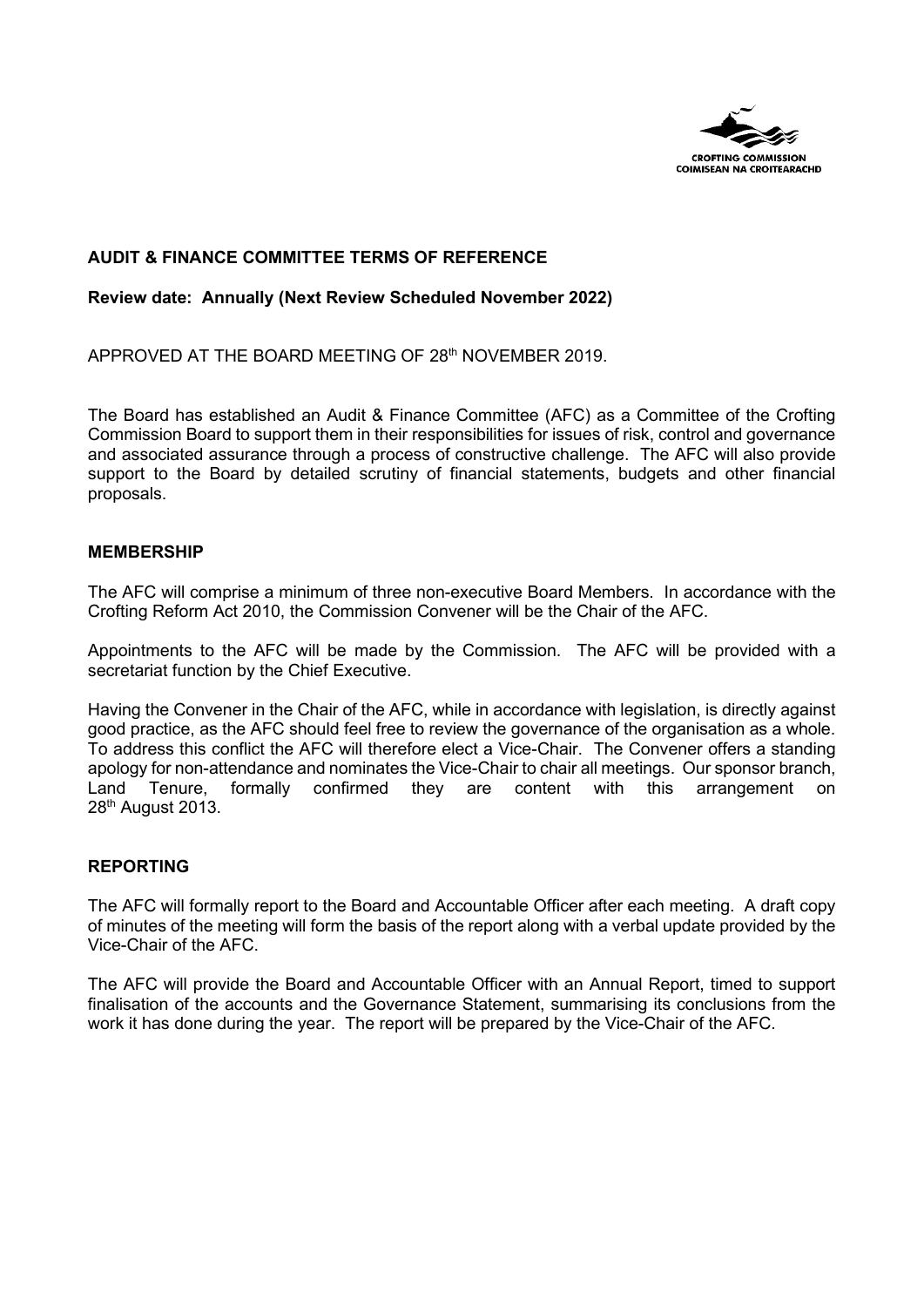CROFTING COMMISSION
COIMISEAN NA CROITEARACHD

## AUDIT & FINANCE COMMITTEE TERMS OF REFERENCE

**Review date: Annually (Next Review Scheduled November 2022)**

APPROVED AT THE BOARD MEETING OF 28th NOVEMBER 2019.

The Board has established an Audit & Finance Committee (AFC) as a Committee of the Crofting Commission Board to support them in their responsibilities for issues of risk, control and governance and associated assurance through a process of constructive challenge. The AFC will also provide support to the Board by detailed scrutiny of financial statements, budgets and other financial proposals.

### MEMBERSHIP

The AFC will comprise a minimum of three non-executive Board Members. In accordance with the Crofting Reform Act 2010, the Commission Convener will be the Chair of the AFC.

Appointments to the AFC will be made by the Commission. The AFC will be provided with a secretariat function by the Chief Executive.

Having the Convener in the Chair of the AFC, while in accordance with legislation, is directly against good practice, as the AFC should feel free to review the governance of the organisation as a whole. To address this conflict the AFC will therefore elect a Vice-Chair. The Convener offers a standing apology for non-attendance and nominates the Vice-Chair to chair all meetings. Our sponsor branch, Land Tenure, formally confirmed they are content with this arrangement on 28th August 2013.

### REPORTING

The AFC will formally report to the Board and Accountable Officer after each meeting. A draft copy of minutes of the meeting will form the basis of the report along with a verbal update provided by the Vice-Chair of the AFC.

The AFC will provide the Board and Accountable Officer with an Annual Report, timed to support finalisation of the accounts and the Governance Statement, summarising its conclusions from the work it has done during the year. The report will be prepared by the Vice-Chair of the AFC.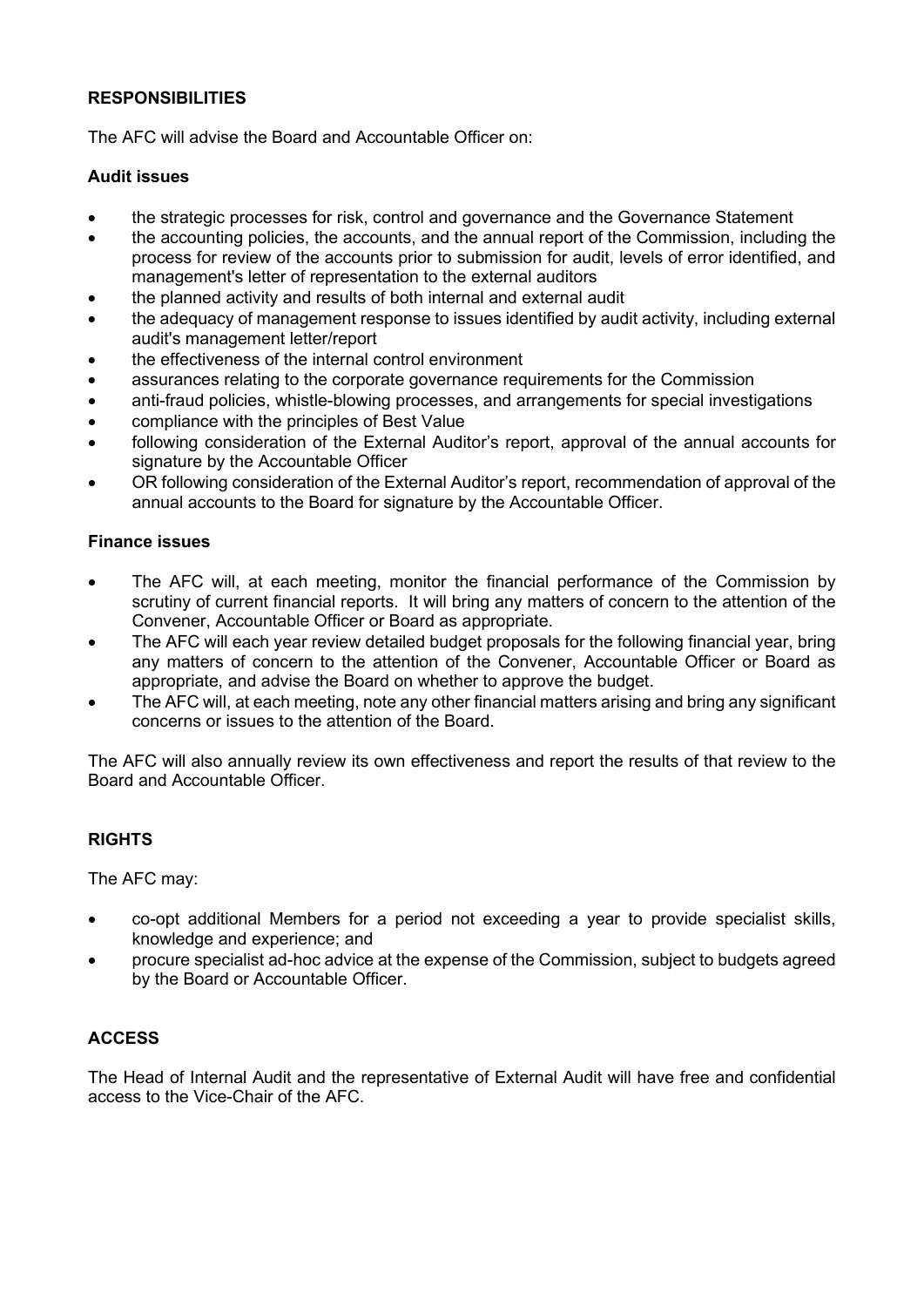## RESPONSIBILITIES

The AFC will advise the Board and Accountable Officer on:

### Audit issues

- the strategic processes for risk, control and governance and the Governance Statement
- the accounting policies, the accounts, and the annual report of the Commission, including the process for review of the accounts prior to submission for audit, levels of error identified, and management's letter of representation to the external auditors
- the planned activity and results of both internal and external audit
- the adequacy of management response to issues identified by audit activity, including external audit's management letter/report
- the effectiveness of the internal control environment
- assurances relating to the corporate governance requirements for the Commission
- anti-fraud policies, whistle-blowing processes, and arrangements for special investigations
- compliance with the principles of Best Value
- following consideration of the External Auditor's report, approval of the annual accounts for signature by the Accountable Officer
- OR following consideration of the External Auditor's report, recommendation of approval of the annual accounts to the Board for signature by the Accountable Officer.

### Finance issues

- The AFC will, at each meeting, monitor the financial performance of the Commission by scrutiny of current financial reports. It will bring any matters of concern to the attention of the Convener, Accountable Officer or Board as appropriate.
- The AFC will each year review detailed budget proposals for the following financial year, bring any matters of concern to the attention of the Convener, Accountable Officer or Board as appropriate, and advise the Board on whether to approve the budget.
- The AFC will, at each meeting, note any other financial matters arising and bring any significant concerns or issues to the attention of the Board.

The AFC will also annually review its own effectiveness and report the results of that review to the Board and Accountable Officer.

## RIGHTS

The AFC may:

- co-opt additional Members for a period not exceeding a year to provide specialist skills, knowledge and experience; and
- procure specialist ad-hoc advice at the expense of the Commission, subject to budgets agreed by the Board or Accountable Officer.

## ACCESS

The Head of Internal Audit and the representative of External Audit will have free and confidential access to the Vice-Chair of the AFC.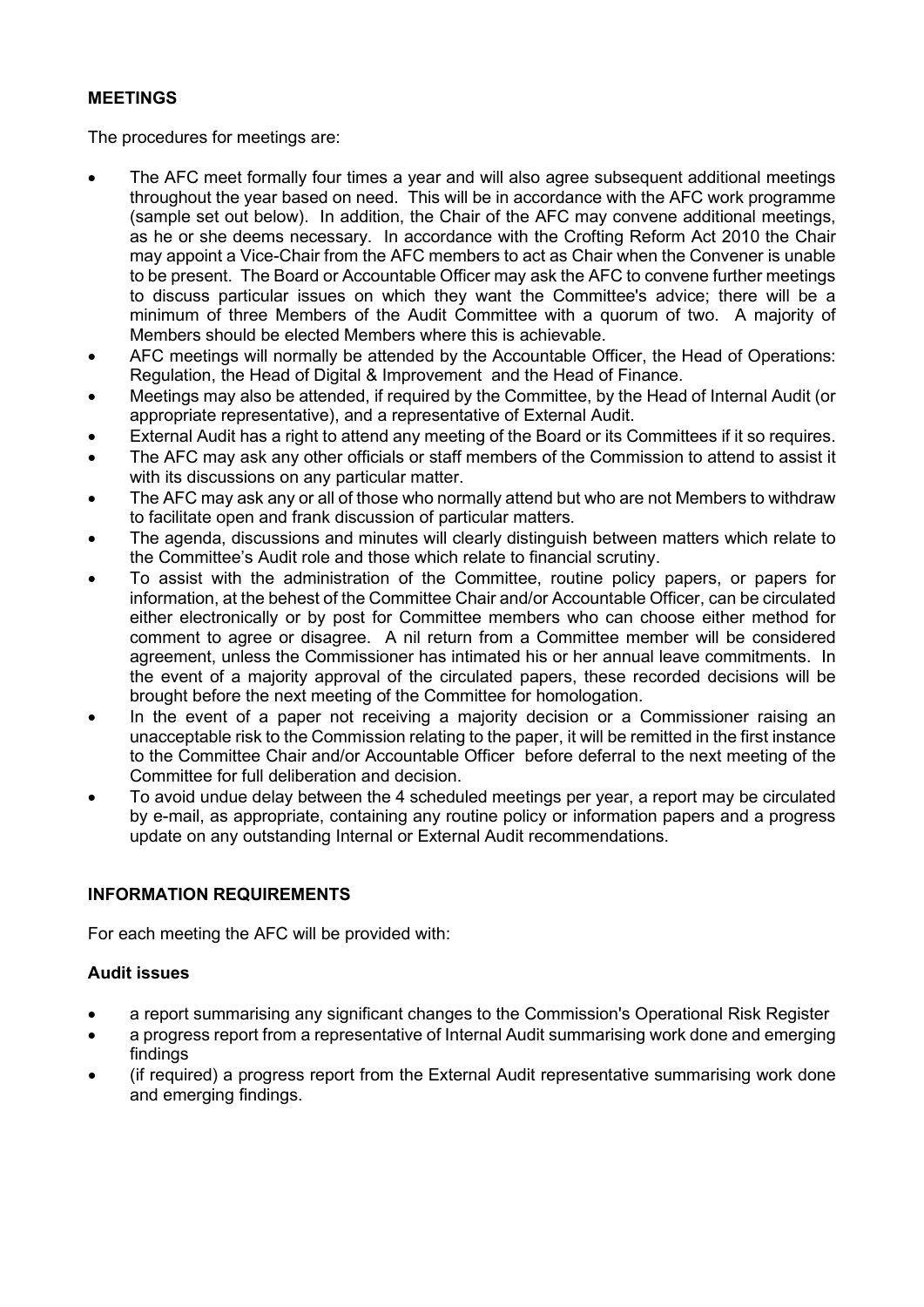## MEETINGS

The procedures for meetings are:

- The AFC meet formally four times a year and will also agree subsequent additional meetings throughout the year based on need. This will be in accordance with the AFC work programme (sample set out below). In addition, the Chair of the AFC may convene additional meetings, as he or she deems necessary. In accordance with the Crofting Reform Act 2010 the Chair may appoint a Vice-Chair from the AFC members to act as Chair when the Convener is unable to be present. The Board or Accountable Officer may ask the AFC to convene further meetings to discuss particular issues on which they want the Committee's advice; there will be a minimum of three Members of the Audit Committee with a quorum of two. A majority of Members should be elected Members where this is achievable.
- AFC meetings will normally be attended by the Accountable Officer, the Head of Operations: Regulation, the Head of Digital & Improvement and the Head of Finance.
- Meetings may also be attended, if required by the Committee, by the Head of Internal Audit (or appropriate representative), and a representative of External Audit.
- External Audit has a right to attend any meeting of the Board or its Committees if it so requires.
- The AFC may ask any other officials or staff members of the Commission to attend to assist it with its discussions on any particular matter.
- The AFC may ask any or all of those who normally attend but who are not Members to withdraw to facilitate open and frank discussion of particular matters.
- The agenda, discussions and minutes will clearly distinguish between matters which relate to the Committee's Audit role and those which relate to financial scrutiny.
- To assist with the administration of the Committee, routine policy papers, or papers for information, at the behest of the Committee Chair and/or Accountable Officer, can be circulated either electronically or by post for Committee members who can choose either method for comment to agree or disagree. A nil return from a Committee member will be considered agreement, unless the Commissioner has intimated his or her annual leave commitments. In the event of a majority approval of the circulated papers, these recorded decisions will be brought before the next meeting of the Committee for homologation.
- In the event of a paper not receiving a majority decision or a Commissioner raising an unacceptable risk to the Commission relating to the paper, it will be remitted in the first instance to the Committee Chair and/or Accountable Officer before deferral to the next meeting of the Committee for full deliberation and decision.
- To avoid undue delay between the 4 scheduled meetings per year, a report may be circulated by e-mail, as appropriate, containing any routine policy or information papers and a progress update on any outstanding Internal or External Audit recommendations.

## INFORMATION REQUIREMENTS

For each meeting the AFC will be provided with:

### Audit issues

- a report summarising any significant changes to the Commission's Operational Risk Register
- a progress report from a representative of Internal Audit summarising work done and emerging findings
- (if required) a progress report from the External Audit representative summarising work done and emerging findings.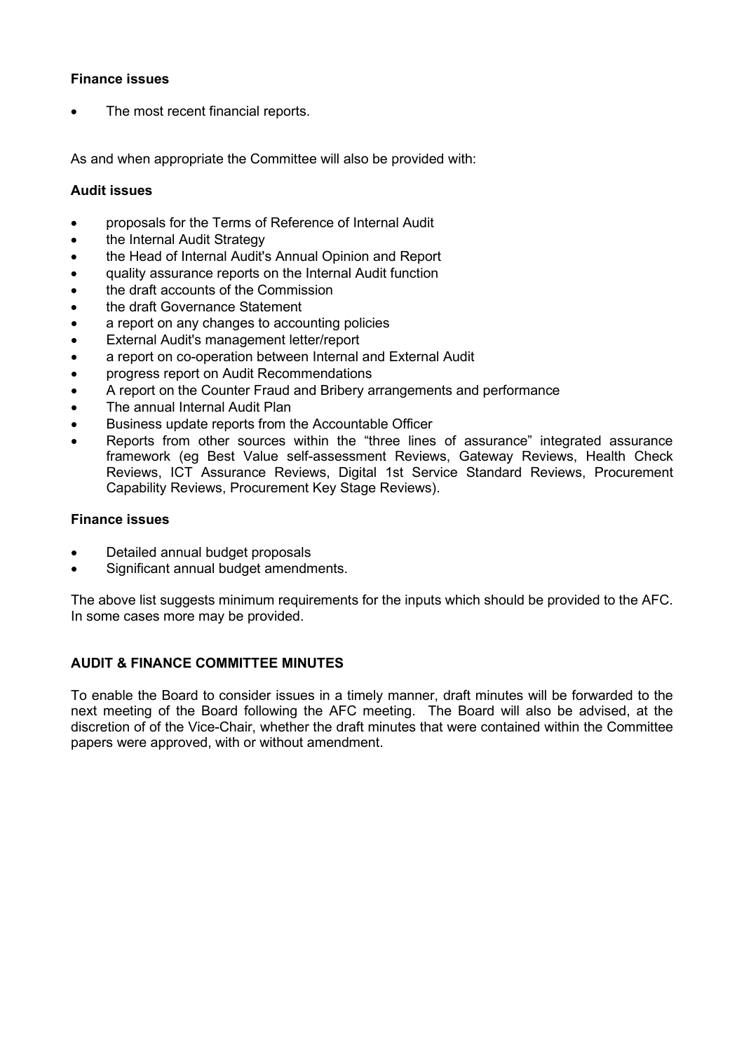**Finance issues**

- The most recent financial reports.

As and when appropriate the Committee will also be provided with:

**Audit issues**

- proposals for the Terms of Reference of Internal Audit
- the Internal Audit Strategy
- the Head of Internal Audit's Annual Opinion and Report
- quality assurance reports on the Internal Audit function
- the draft accounts of the Commission
- the draft Governance Statement
- a report on any changes to accounting policies
- External Audit's management letter/report
- a report on co-operation between Internal and External Audit
- progress report on Audit Recommendations
- A report on the Counter Fraud and Bribery arrangements and performance
- The annual Internal Audit Plan
- Business update reports from the Accountable Officer
- Reports from other sources within the "three lines of assurance" integrated assurance framework (eg Best Value self-assessment Reviews, Gateway Reviews, Health Check Reviews, ICT Assurance Reviews, Digital 1st Service Standard Reviews, Procurement Capability Reviews, Procurement Key Stage Reviews).

**Finance issues**

- Detailed annual budget proposals
- Significant annual budget amendments.

The above list suggests minimum requirements for the inputs which should be provided to the AFC. In some cases more may be provided.

**AUDIT & FINANCE COMMITTEE MINUTES**

To enable the Board to consider issues in a timely manner, draft minutes will be forwarded to the next meeting of the Board following the AFC meeting. The Board will also be advised, at the discretion of of the Vice-Chair, whether the draft minutes that were contained within the Committee papers were approved, with or without amendment.